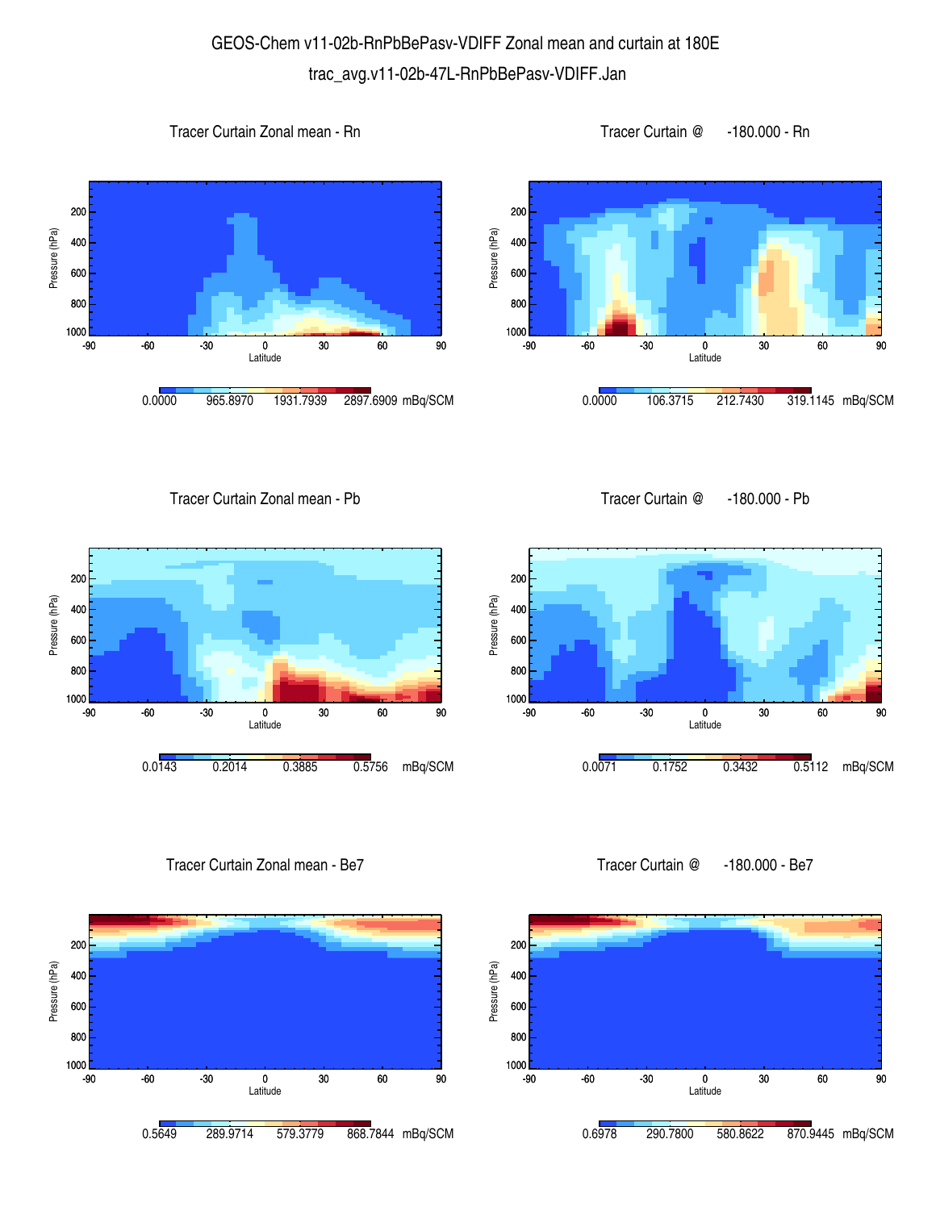# GEOS-Chem v11-02b-RnPbBePasv-VDIFF Zonal mean and curtain at 180E

## trac_avg.v11-02b-47L-RnPbBePasv-VDIFF.Jan

### Tracer Curtain Zonal mean - Rn

Pressure (hPa): 200, 400, 600, 800, 1000

Latitude: -90, -60, -30, 0, 30, 60, 90

0.0000 965.8970 1931.7939 2897.6909 mBq/SCM

### Tracer Curtain @ -180.000 - Rn

Pressure (hPa): 200, 400, 600, 800, 1000

Latitude: -90, -60, -30, 0, 30, 60, 90

0.0000 106.3715 212.7430 319.1145 mBq/SCM

### Tracer Curtain Zonal mean - Pb

Pressure (hPa): 200, 400, 600, 800, 1000

Latitude: -90, -60, -30, 0, 30, 60, 90

0.0143 0.2014 0.3885 0.5756 mBq/SCM

### Tracer Curtain @ -180.000 - Pb

Pressure (hPa): 200, 400, 600, 800, 1000

Latitude: -90, -60, -30, 0, 30, 60, 90

0.0071 0.1752 0.3432 0.5112 mBq/SCM

### Tracer Curtain Zonal mean - Be7

Pressure (hPa): 200, 400, 600, 800, 1000

Latitude: -90, -60, -30, 0, 30, 60, 90

0.5649 289.9714 579.3779 868.7844 mBq/SCM

### Tracer Curtain @ -180.000 - Be7

Pressure (hPa): 200, 400, 600, 800, 1000

Latitude: -90, -60, -30, 0, 30, 60, 90

0.6978 290.7800 580.8622 870.9445 mBq/SCM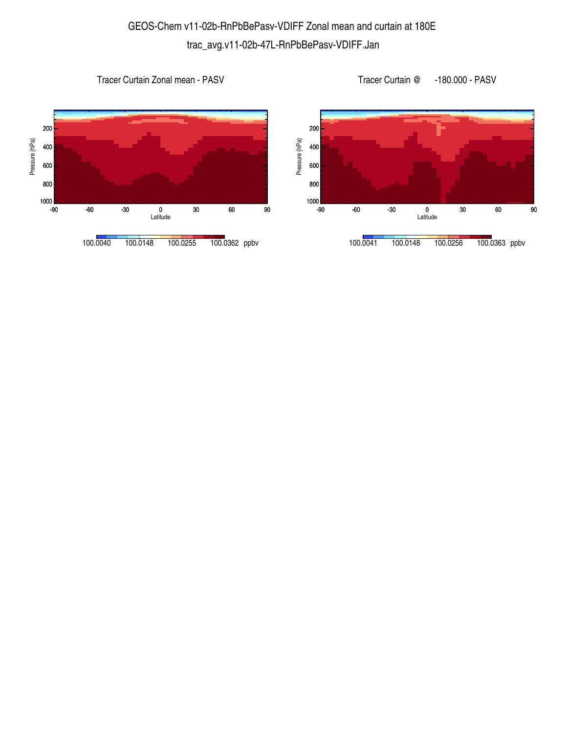GEOS-Chem v11-02b-RnPbBePasv-VDIFF Zonal mean and curtain at 180E

trac_avg.v11-02b-47L-RnPbBePasv-VDIFF.Jan

Tracer Curtain Zonal mean - PASV

Pressure (hPa)

200

400

600

800

1000

-90 -60 -30 0 30 60 90

Latitude

100.0040 100.0148 100.0255 100.0362 ppbv

Tracer Curtain @ -180.000 - PASV

Pressure (hPa)

200

400

600

800

1000

-90 -60 -30 0 30 60 90

Latitude

100.0041 100.0148 100.0256 100.0363 ppbv